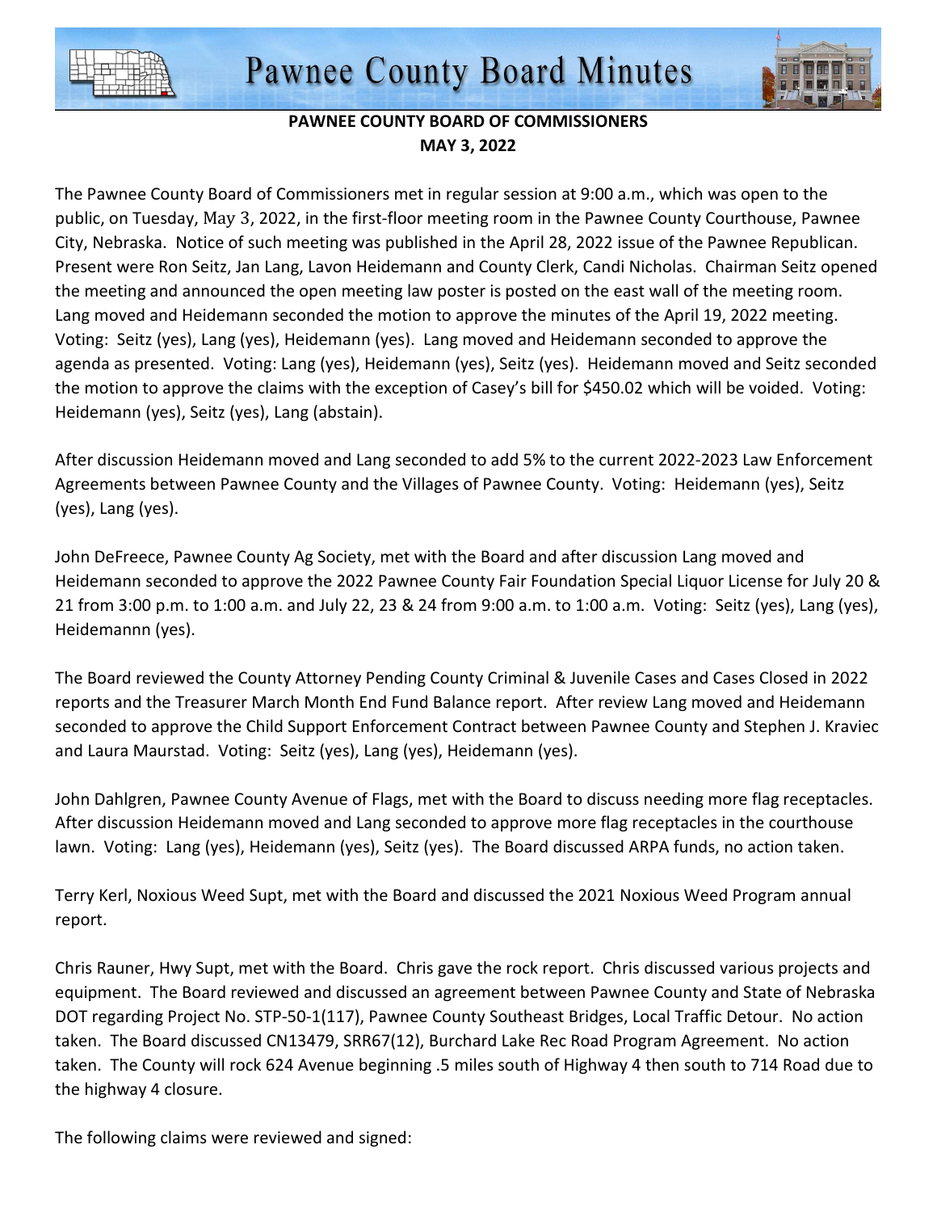# Pawnee County Board Minutes

**PAWNEE COUNTY BOARD OF COMMISSIONERS**
**MAY 3, 2022**

The Pawnee County Board of Commissioners met in regular session at 9:00 a.m., which was open to the public, on Tuesday, May 3, 2022, in the first-floor meeting room in the Pawnee County Courthouse, Pawnee City, Nebraska. Notice of such meeting was published in the April 28, 2022 issue of the Pawnee Republican. Present were Ron Seitz, Jan Lang, Lavon Heidemann and County Clerk, Candi Nicholas. Chairman Seitz opened the meeting and announced the open meeting law poster is posted on the east wall of the meeting room. Lang moved and Heidemann seconded the motion to approve the minutes of the April 19, 2022 meeting. Voting: Seitz (yes), Lang (yes), Heidemann (yes). Lang moved and Heidemann seconded to approve the agenda as presented. Voting: Lang (yes), Heidemann (yes), Seitz (yes). Heidemann moved and Seitz seconded the motion to approve the claims with the exception of Casey's bill for $450.02 which will be voided. Voting: Heidemann (yes), Seitz (yes), Lang (abstain).

After discussion Heidemann moved and Lang seconded to add 5% to the current 2022-2023 Law Enforcement Agreements between Pawnee County and the Villages of Pawnee County. Voting: Heidemann (yes), Seitz (yes), Lang (yes).

John DeFreece, Pawnee County Ag Society, met with the Board and after discussion Lang moved and Heidemann seconded to approve the 2022 Pawnee County Fair Foundation Special Liquor License for July 20 & 21 from 3:00 p.m. to 1:00 a.m. and July 22, 23 & 24 from 9:00 a.m. to 1:00 a.m. Voting: Seitz (yes), Lang (yes), Heidemannn (yes).

The Board reviewed the County Attorney Pending County Criminal & Juvenile Cases and Cases Closed in 2022 reports and the Treasurer March Month End Fund Balance report. After review Lang moved and Heidemann seconded to approve the Child Support Enforcement Contract between Pawnee County and Stephen J. Kraviec and Laura Maurstad. Voting: Seitz (yes), Lang (yes), Heidemann (yes).

John Dahlgren, Pawnee County Avenue of Flags, met with the Board to discuss needing more flag receptacles. After discussion Heidemann moved and Lang seconded to approve more flag receptacles in the courthouse lawn. Voting: Lang (yes), Heidemann (yes), Seitz (yes). The Board discussed ARPA funds, no action taken.

Terry Kerl, Noxious Weed Supt, met with the Board and discussed the 2021 Noxious Weed Program annual report.

Chris Rauner, Hwy Supt, met with the Board. Chris gave the rock report. Chris discussed various projects and equipment. The Board reviewed and discussed an agreement between Pawnee County and State of Nebraska DOT regarding Project No. STP-50-1(117), Pawnee County Southeast Bridges, Local Traffic Detour. No action taken. The Board discussed CN13479, SRR67(12), Burchard Lake Rec Road Program Agreement. No action taken. The County will rock 624 Avenue beginning .5 miles south of Highway 4 then south to 714 Road due to the highway 4 closure.

The following claims were reviewed and signed: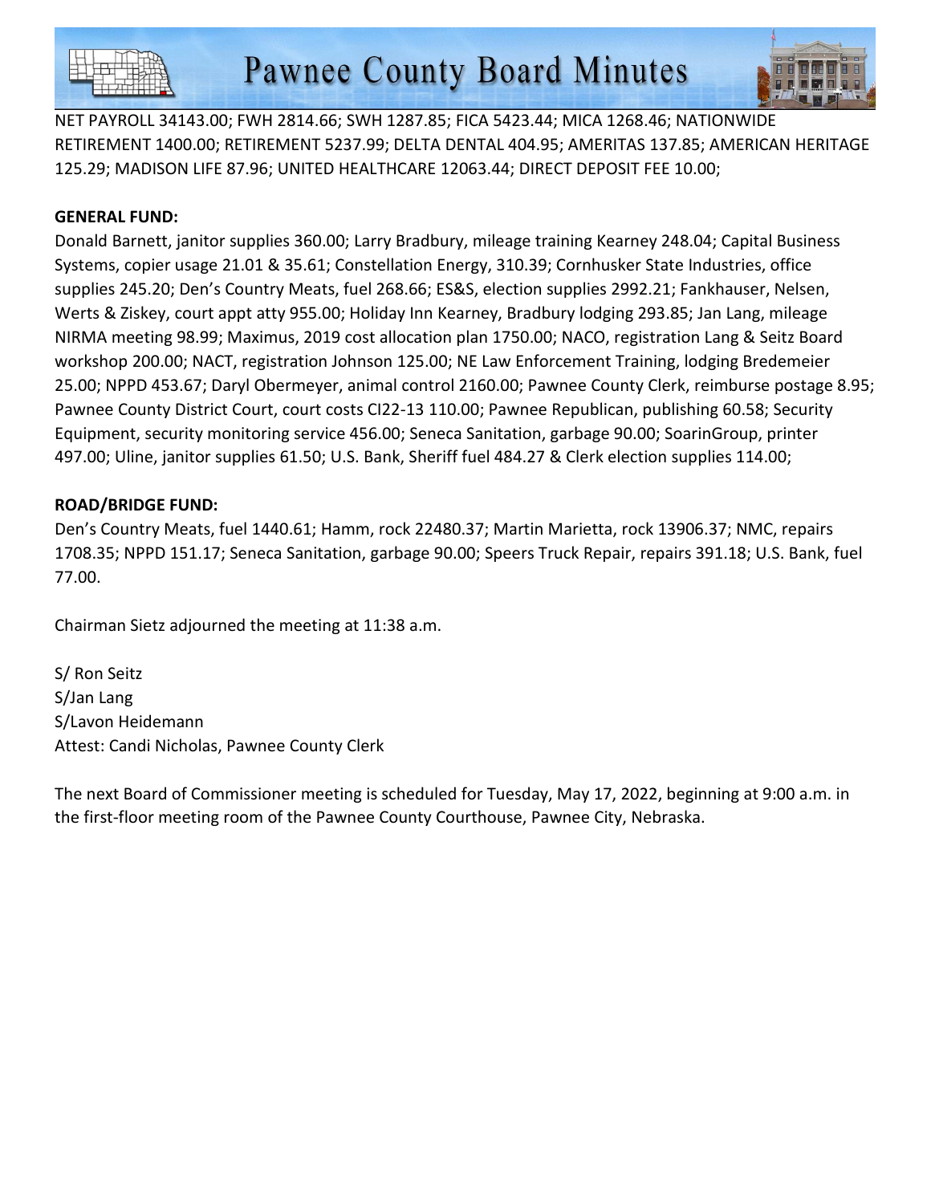NET PAYROLL 34143.00; FWH 2814.66; SWH 1287.85; FICA 5423.44; MICA 1268.46; NATIONWIDE RETIREMENT 1400.00; RETIREMENT 5237.99; DELTA DENTAL 404.95; AMERITAS 137.85; AMERICAN HERITAGE 125.29; MADISON LIFE 87.96; UNITED HEALTHCARE 12063.44; DIRECT DEPOSIT FEE 10.00;

**GENERAL FUND:**

Donald Barnett, janitor supplies 360.00; Larry Bradbury, mileage training Kearney 248.04; Capital Business Systems, copier usage 21.01 & 35.61; Constellation Energy, 310.39; Cornhusker State Industries, office supplies 245.20; Den's Country Meats, fuel 268.66; ES&S, election supplies 2992.21; Fankhauser, Nelsen, Werts & Ziskey, court appt atty 955.00; Holiday Inn Kearney, Bradbury lodging 293.85; Jan Lang, mileage NIRMA meeting 98.99; Maximus, 2019 cost allocation plan 1750.00; NACO, registration Lang & Seitz Board workshop 200.00; NACT, registration Johnson 125.00; NE Law Enforcement Training, lodging Bredemeier 25.00; NPPD 453.67; Daryl Obermeyer, animal control 2160.00; Pawnee County Clerk, reimburse postage 8.95; Pawnee County District Court, court costs CI22-13 110.00; Pawnee Republican, publishing 60.58; Security Equipment, security monitoring service 456.00; Seneca Sanitation, garbage 90.00; SoarinGroup, printer 497.00; Uline, janitor supplies 61.50; U.S. Bank, Sheriff fuel 484.27 & Clerk election supplies 114.00;

**ROAD/BRIDGE FUND:**

Den's Country Meats, fuel 1440.61; Hamm, rock 22480.37; Martin Marietta, rock 13906.37; NMC, repairs 1708.35; NPPD 151.17; Seneca Sanitation, garbage 90.00; Speers Truck Repair, repairs 391.18; U.S. Bank, fuel 77.00.

Chairman Sietz adjourned the meeting at 11:38 a.m.

S/ Ron Seitz
S/Jan Lang
S/Lavon Heidemann
Attest: Candi Nicholas, Pawnee County Clerk

The next Board of Commissioner meeting is scheduled for Tuesday, May 17, 2022, beginning at 9:00 a.m. in the first-floor meeting room of the Pawnee County Courthouse, Pawnee City, Nebraska.